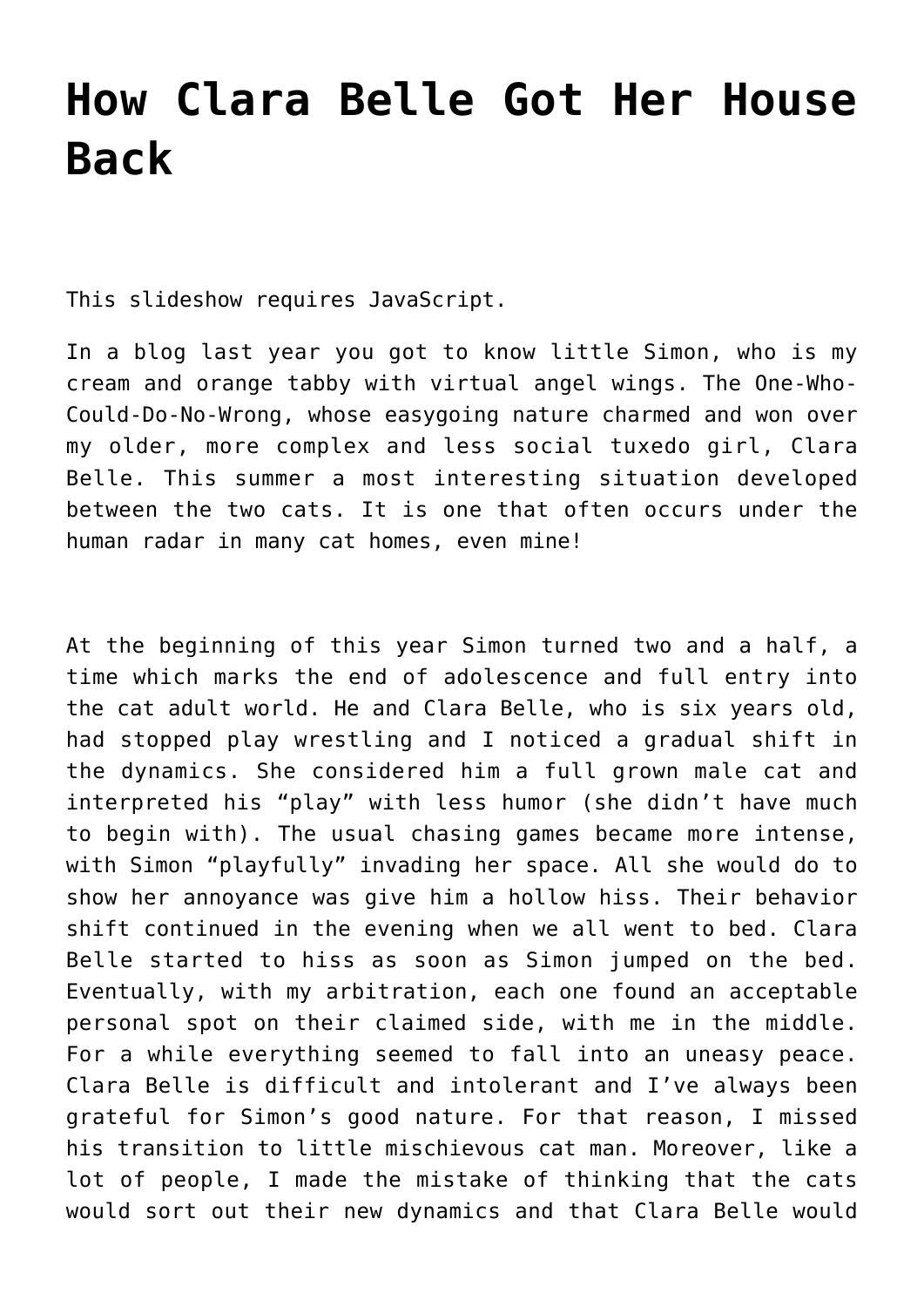# How Clara Belle Got Her House Back

This slideshow requires JavaScript.

In a blog last year you got to know little Simon, who is my cream and orange tabby with virtual angel wings. The One-Who-Could-Do-No-Wrong, whose easygoing nature charmed and won over my older, more complex and less social tuxedo girl, Clara Belle. This summer a most interesting situation developed between the two cats. It is one that often occurs under the human radar in many cat homes, even mine!

At the beginning of this year Simon turned two and a half, a time which marks the end of adolescence and full entry into the cat adult world. He and Clara Belle, who is six years old, had stopped play wrestling and I noticed a gradual shift in the dynamics. She considered him a full grown male cat and interpreted his "play" with less humor (she didn't have much to begin with). The usual chasing games became more intense, with Simon "playfully" invading her space. All she would do to show her annoyance was give him a hollow hiss. Their behavior shift continued in the evening when we all went to bed. Clara Belle started to hiss as soon as Simon jumped on the bed. Eventually, with my arbitration, each one found an acceptable personal spot on their claimed side, with me in the middle. For a while everything seemed to fall into an uneasy peace. Clara Belle is difficult and intolerant and I've always been grateful for Simon's good nature. For that reason, I missed his transition to little mischievous cat man. Moreover, like a lot of people, I made the mistake of thinking that the cats would sort out their new dynamics and that Clara Belle would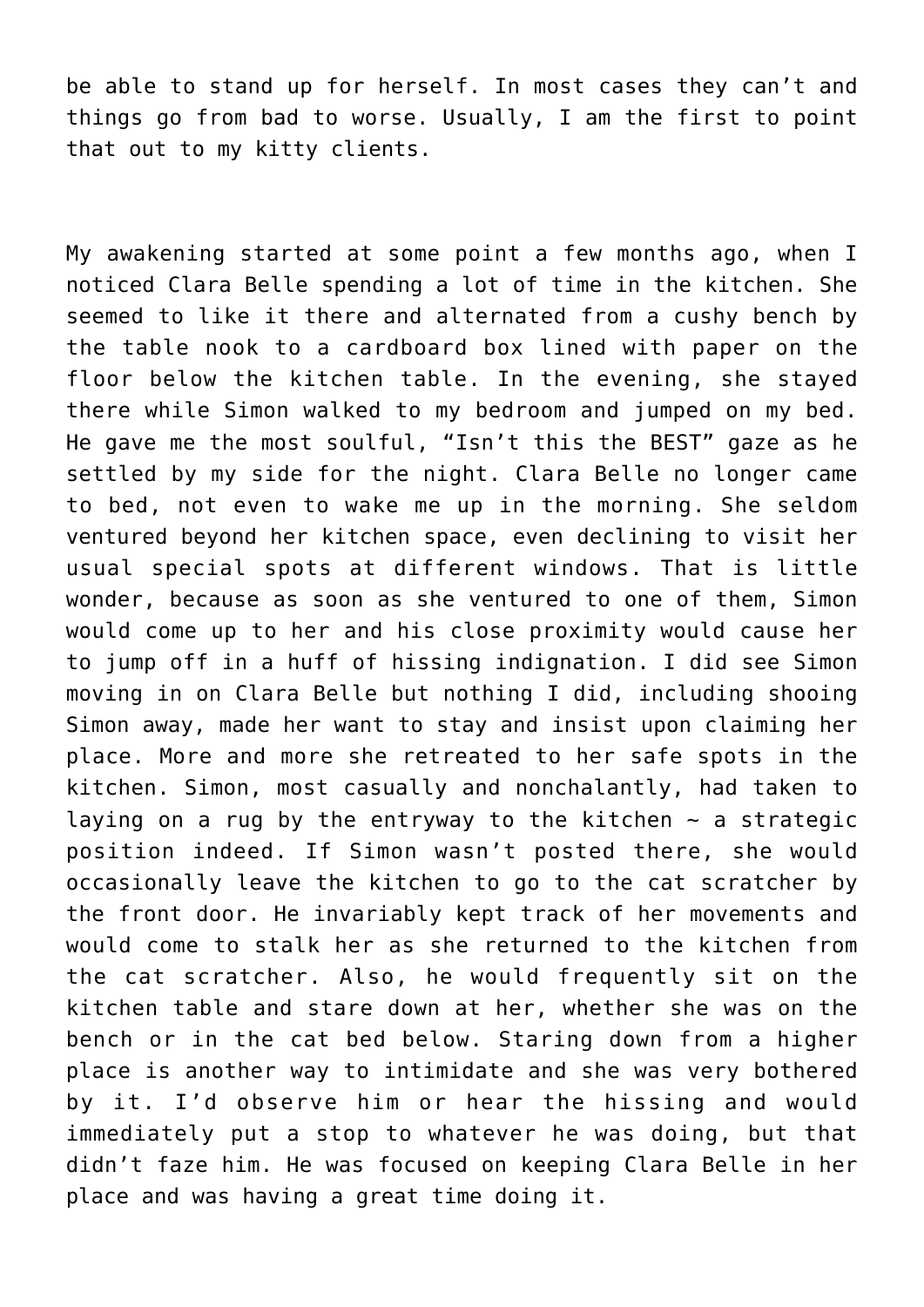be able to stand up for herself. In most cases they can't and things go from bad to worse. Usually, I am the first to point that out to my kitty clients.

My awakening started at some point a few months ago, when I noticed Clara Belle spending a lot of time in the kitchen. She seemed to like it there and alternated from a cushy bench by the table nook to a cardboard box lined with paper on the floor below the kitchen table. In the evening, she stayed there while Simon walked to my bedroom and jumped on my bed. He gave me the most soulful, "Isn't this the BEST" gaze as he settled by my side for the night. Clara Belle no longer came to bed, not even to wake me up in the morning. She seldom ventured beyond her kitchen space, even declining to visit her usual special spots at different windows. That is little wonder, because as soon as she ventured to one of them, Simon would come up to her and his close proximity would cause her to jump off in a huff of hissing indignation. I did see Simon moving in on Clara Belle but nothing I did, including shooing Simon away, made her want to stay and insist upon claiming her place. More and more she retreated to her safe spots in the kitchen. Simon, most casually and nonchalantly, had taken to laying on a rug by the entryway to the kitchen ~ a strategic position indeed. If Simon wasn't posted there, she would occasionally leave the kitchen to go to the cat scratcher by the front door. He invariably kept track of her movements and would come to stalk her as she returned to the kitchen from the cat scratcher. Also, he would frequently sit on the kitchen table and stare down at her, whether she was on the bench or in the cat bed below. Staring down from a higher place is another way to intimidate and she was very bothered by it. I'd observe him or hear the hissing and would immediately put a stop to whatever he was doing, but that didn't faze him. He was focused on keeping Clara Belle in her place and was having a great time doing it.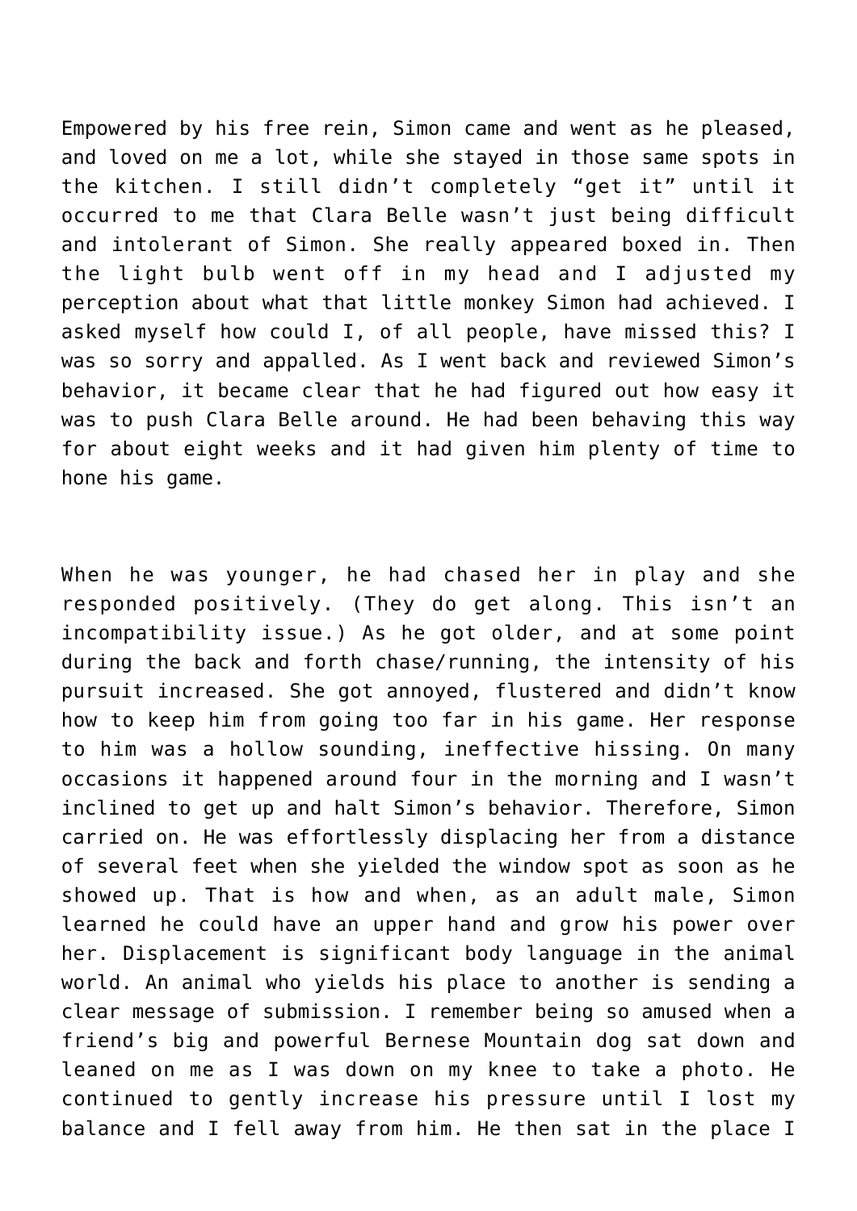Empowered by his free rein, Simon came and went as he pleased, and loved on me a lot, while she stayed in those same spots in the kitchen. I still didn't completely "get it" until it occurred to me that Clara Belle wasn't just being difficult and intolerant of Simon. She really appeared boxed in. Then the light bulb went off in my head and I adjusted my perception about what that little monkey Simon had achieved. I asked myself how could I, of all people, have missed this? I was so sorry and appalled. As I went back and reviewed Simon's behavior, it became clear that he had figured out how easy it was to push Clara Belle around. He had been behaving this way for about eight weeks and it had given him plenty of time to hone his game.

When he was younger, he had chased her in play and she responded positively. (They do get along. This isn't an incompatibility issue.) As he got older, and at some point during the back and forth chase/running, the intensity of his pursuit increased. She got annoyed, flustered and didn't know how to keep him from going too far in his game. Her response to him was a hollow sounding, ineffective hissing. On many occasions it happened around four in the morning and I wasn't inclined to get up and halt Simon's behavior. Therefore, Simon carried on. He was effortlessly displacing her from a distance of several feet when she yielded the window spot as soon as he showed up. That is how and when, as an adult male, Simon learned he could have an upper hand and grow his power over her. Displacement is significant body language in the animal world. An animal who yields his place to another is sending a clear message of submission. I remember being so amused when a friend's big and powerful Bernese Mountain dog sat down and leaned on me as I was down on my knee to take a photo. He continued to gently increase his pressure until I lost my balance and I fell away from him. He then sat in the place I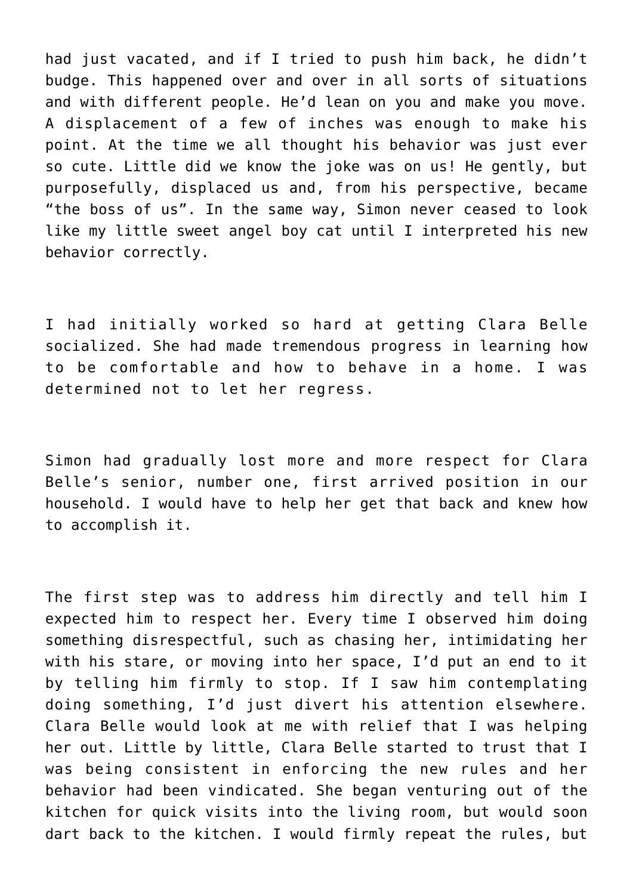had just vacated, and if I tried to push him back, he didn't budge. This happened over and over in all sorts of situations and with different people. He'd lean on you and make you move. A displacement of a few of inches was enough to make his point. At the time we all thought his behavior was just ever so cute. Little did we know the joke was on us! He gently, but purposefully, displaced us and, from his perspective, became "the boss of us". In the same way, Simon never ceased to look like my little sweet angel boy cat until I interpreted his new behavior correctly.

I had initially worked so hard at getting Clara Belle socialized. She had made tremendous progress in learning how to be comfortable and how to behave in a home. I was determined not to let her regress.

Simon had gradually lost more and more respect for Clara Belle's senior, number one, first arrived position in our household. I would have to help her get that back and knew how to accomplish it.

The first step was to address him directly and tell him I expected him to respect her. Every time I observed him doing something disrespectful, such as chasing her, intimidating her with his stare, or moving into her space, I'd put an end to it by telling him firmly to stop. If I saw him contemplating doing something, I'd just divert his attention elsewhere. Clara Belle would look at me with relief that I was helping her out. Little by little, Clara Belle started to trust that I was being consistent in enforcing the new rules and her behavior had been vindicated. She began venturing out of the kitchen for quick visits into the living room, but would soon dart back to the kitchen. I would firmly repeat the rules, but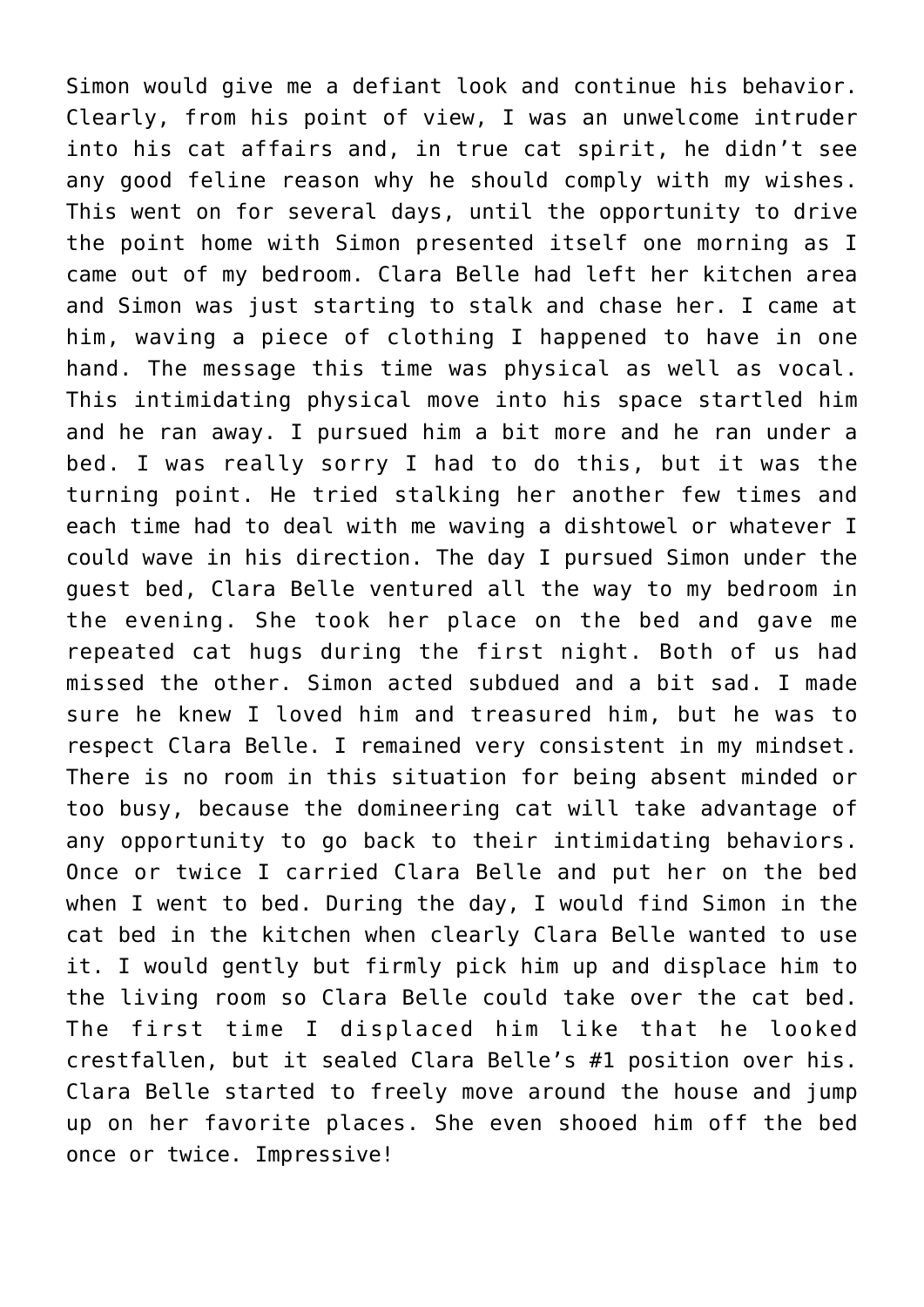Simon would give me a defiant look and continue his behavior. Clearly, from his point of view, I was an unwelcome intruder into his cat affairs and, in true cat spirit, he didn't see any good feline reason why he should comply with my wishes. This went on for several days, until the opportunity to drive the point home with Simon presented itself one morning as I came out of my bedroom. Clara Belle had left her kitchen area and Simon was just starting to stalk and chase her. I came at him, waving a piece of clothing I happened to have in one hand. The message this time was physical as well as vocal. This intimidating physical move into his space startled him and he ran away. I pursued him a bit more and he ran under a bed. I was really sorry I had to do this, but it was the turning point. He tried stalking her another few times and each time had to deal with me waving a dishtowel or whatever I could wave in his direction. The day I pursued Simon under the guest bed, Clara Belle ventured all the way to my bedroom in the evening. She took her place on the bed and gave me repeated cat hugs during the first night. Both of us had missed the other. Simon acted subdued and a bit sad. I made sure he knew I loved him and treasured him, but he was to respect Clara Belle. I remained very consistent in my mindset. There is no room in this situation for being absent minded or too busy, because the domineering cat will take advantage of any opportunity to go back to their intimidating behaviors. Once or twice I carried Clara Belle and put her on the bed when I went to bed. During the day, I would find Simon in the cat bed in the kitchen when clearly Clara Belle wanted to use it. I would gently but firmly pick him up and displace him to the living room so Clara Belle could take over the cat bed. The first time I displaced him like that he looked crestfallen, but it sealed Clara Belle's #1 position over his. Clara Belle started to freely move around the house and jump up on her favorite places. She even shooed him off the bed once or twice. Impressive!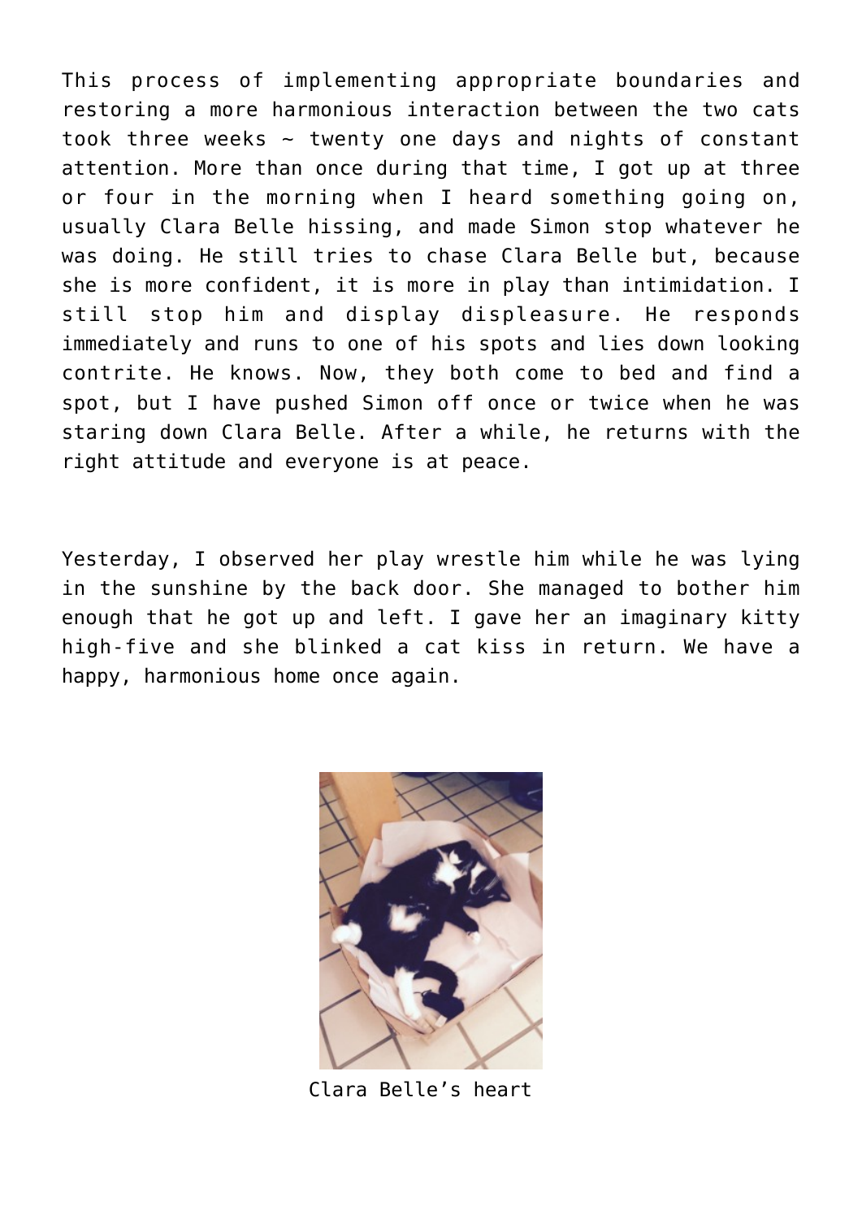This process of implementing appropriate boundaries and restoring a more harmonious interaction between the two cats took three weeks ~ twenty one days and nights of constant attention. More than once during that time, I got up at three or four in the morning when I heard something going on, usually Clara Belle hissing, and made Simon stop whatever he was doing. He still tries to chase Clara Belle but, because she is more confident, it is more in play than intimidation. I still stop him and display displeasure. He responds immediately and runs to one of his spots and lies down looking contrite. He knows. Now, they both come to bed and find a spot, but I have pushed Simon off once or twice when he was staring down Clara Belle. After a while, he returns with the right attitude and everyone is at peace.

Yesterday, I observed her play wrestle him while he was lying in the sunshine by the back door. She managed to bother him enough that he got up and left. I gave her an imaginary kitty high-five and she blinked a cat kiss in return. We have a happy, harmonious home once again.

Clara Belle’s heart